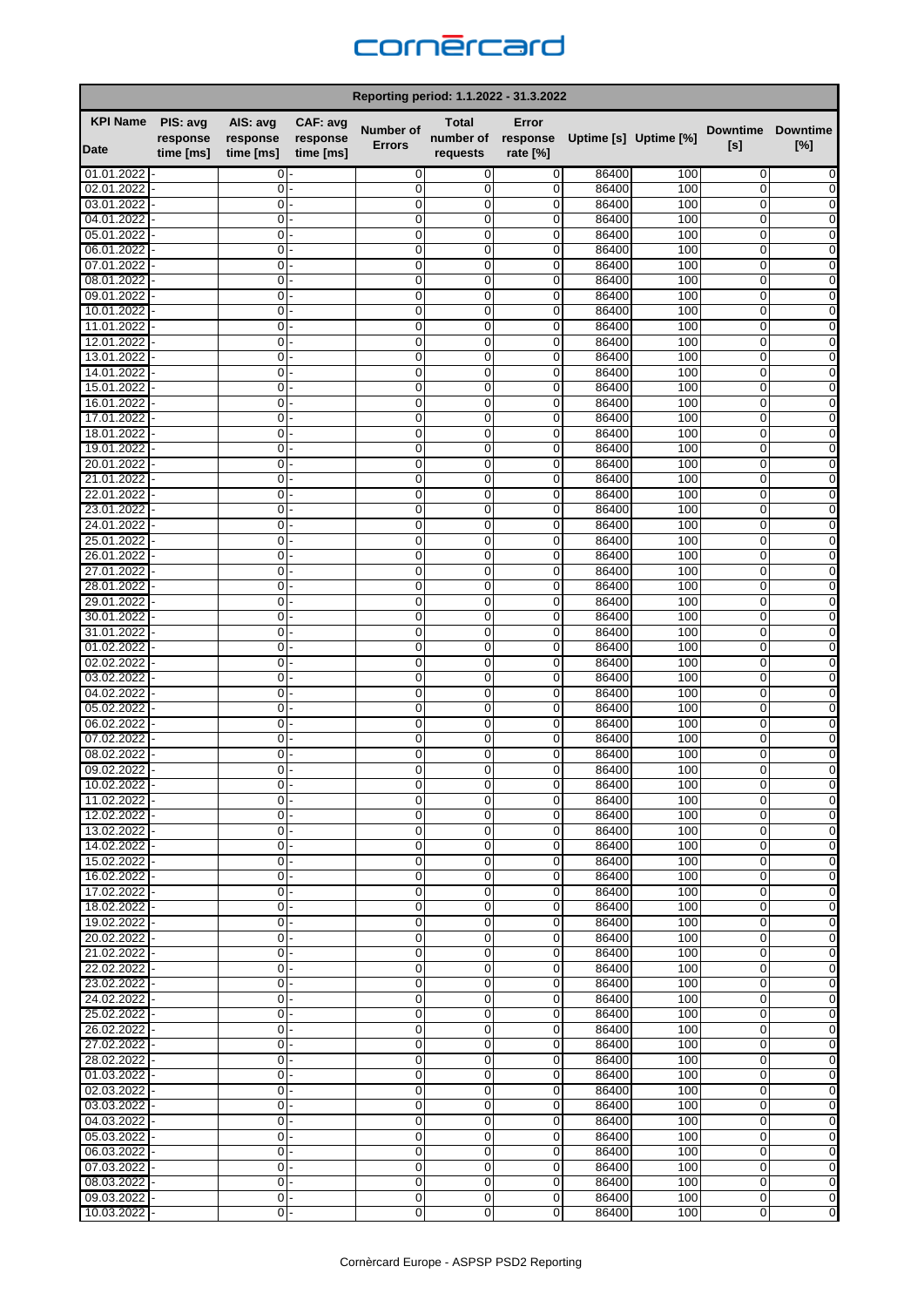cornèrcard

| Reporting period: 1.1.2022 - 31.3.2022 | | | | | | | | | | |
|---|---|---|---|---|---|---|---|---|---|---|
| **KPI Name** / **Date** | **PIS: avg response time [ms]** | **AIS: avg response time [ms]** | **CAF: avg response time [ms]** | **Number of Errors** | **Total number of requests** | **Error response rate [%]** | **Uptime [s]** | **Uptime [%]** | **Downtime [s]** | **Downtime [%]** |
| 01.01.2022 | - | 0 | - | 0 | 0 | 0 | 86400 | 100 | 0 | 0 |
| 02.01.2022 | - | 0 | - | 0 | 0 | 0 | 86400 | 100 | 0 | 0 |
| 03.01.2022 | - | 0 | - | 0 | 0 | 0 | 86400 | 100 | 0 | 0 |
| 04.01.2022 | - | 0 | - | 0 | 0 | 0 | 86400 | 100 | 0 | 0 |
| 05.01.2022 | - | 0 | - | 0 | 0 | 0 | 86400 | 100 | 0 | 0 |
| 06.01.2022 | - | 0 | - | 0 | 0 | 0 | 86400 | 100 | 0 | 0 |
| 07.01.2022 | - | 0 | - | 0 | 0 | 0 | 86400 | 100 | 0 | 0 |
| 08.01.2022 | - | 0 | - | 0 | 0 | 0 | 86400 | 100 | 0 | 0 |
| 09.01.2022 | - | 0 | - | 0 | 0 | 0 | 86400 | 100 | 0 | 0 |
| 10.01.2022 | - | 0 | - | 0 | 0 | 0 | 86400 | 100 | 0 | 0 |
| 11.01.2022 | - | 0 | - | 0 | 0 | 0 | 86400 | 100 | 0 | 0 |
| 12.01.2022 | - | 0 | - | 0 | 0 | 0 | 86400 | 100 | 0 | 0 |
| 13.01.2022 | - | 0 | - | 0 | 0 | 0 | 86400 | 100 | 0 | 0 |
| 14.01.2022 | - | 0 | - | 0 | 0 | 0 | 86400 | 100 | 0 | 0 |
| 15.01.2022 | - | 0 | - | 0 | 0 | 0 | 86400 | 100 | 0 | 0 |
| 16.01.2022 | - | 0 | - | 0 | 0 | 0 | 86400 | 100 | 0 | 0 |
| 17.01.2022 | - | 0 | - | 0 | 0 | 0 | 86400 | 100 | 0 | 0 |
| 18.01.2022 | - | 0 | - | 0 | 0 | 0 | 86400 | 100 | 0 | 0 |
| 19.01.2022 | - | 0 | - | 0 | 0 | 0 | 86400 | 100 | 0 | 0 |
| 20.01.2022 | - | 0 | - | 0 | 0 | 0 | 86400 | 100 | 0 | 0 |
| 21.01.2022 | - | 0 | - | 0 | 0 | 0 | 86400 | 100 | 0 | 0 |
| 22.01.2022 | - | 0 | - | 0 | 0 | 0 | 86400 | 100 | 0 | 0 |
| 23.01.2022 | - | 0 | - | 0 | 0 | 0 | 86400 | 100 | 0 | 0 |
| 24.01.2022 | - | 0 | - | 0 | 0 | 0 | 86400 | 100 | 0 | 0 |
| 25.01.2022 | - | 0 | - | 0 | 0 | 0 | 86400 | 100 | 0 | 0 |
| 26.01.2022 | - | 0 | - | 0 | 0 | 0 | 86400 | 100 | 0 | 0 |
| 27.01.2022 | - | 0 | - | 0 | 0 | 0 | 86400 | 100 | 0 | 0 |
| 28.01.2022 | - | 0 | - | 0 | 0 | 0 | 86400 | 100 | 0 | 0 |
| 29.01.2022 | - | 0 | - | 0 | 0 | 0 | 86400 | 100 | 0 | 0 |
| 30.01.2022 | - | 0 | - | 0 | 0 | 0 | 86400 | 100 | 0 | 0 |
| 31.01.2022 | - | 0 | - | 0 | 0 | 0 | 86400 | 100 | 0 | 0 |
| 01.02.2022 | - | 0 | - | 0 | 0 | 0 | 86400 | 100 | 0 | 0 |
| 02.02.2022 | - | 0 | - | 0 | 0 | 0 | 86400 | 100 | 0 | 0 |
| 03.02.2022 | - | 0 | - | 0 | 0 | 0 | 86400 | 100 | 0 | 0 |
| 04.02.2022 | - | 0 | - | 0 | 0 | 0 | 86400 | 100 | 0 | 0 |
| 05.02.2022 | - | 0 | - | 0 | 0 | 0 | 86400 | 100 | 0 | 0 |
| 06.02.2022 | - | 0 | - | 0 | 0 | 0 | 86400 | 100 | 0 | 0 |
| 07.02.2022 | - | 0 | - | 0 | 0 | 0 | 86400 | 100 | 0 | 0 |
| 08.02.2022 | - | 0 | - | 0 | 0 | 0 | 86400 | 100 | 0 | 0 |
| 09.02.2022 | - | 0 | - | 0 | 0 | 0 | 86400 | 100 | 0 | 0 |
| 10.02.2022 | - | 0 | - | 0 | 0 | 0 | 86400 | 100 | 0 | 0 |
| 11.02.2022 | - | 0 | - | 0 | 0 | 0 | 86400 | 100 | 0 | 0 |
| 12.02.2022 | - | 0 | - | 0 | 0 | 0 | 86400 | 100 | 0 | 0 |
| 13.02.2022 | - | 0 | - | 0 | 0 | 0 | 86400 | 100 | 0 | 0 |
| 14.02.2022 | - | 0 | - | 0 | 0 | 0 | 86400 | 100 | 0 | 0 |
| 15.02.2022 | - | 0 | - | 0 | 0 | 0 | 86400 | 100 | 0 | 0 |
| 16.02.2022 | - | 0 | - | 0 | 0 | 0 | 86400 | 100 | 0 | 0 |
| 17.02.2022 | - | 0 | - | 0 | 0 | 0 | 86400 | 100 | 0 | 0 |
| 18.02.2022 | - | 0 | - | 0 | 0 | 0 | 86400 | 100 | 0 | 0 |
| 19.02.2022 | - | 0 | - | 0 | 0 | 0 | 86400 | 100 | 0 | 0 |
| 20.02.2022 | - | 0 | - | 0 | 0 | 0 | 86400 | 100 | 0 | 0 |
| 21.02.2022 | - | 0 | - | 0 | 0 | 0 | 86400 | 100 | 0 | 0 |
| 22.02.2022 | - | 0 | - | 0 | 0 | 0 | 86400 | 100 | 0 | 0 |
| 23.02.2022 | - | 0 | - | 0 | 0 | 0 | 86400 | 100 | 0 | 0 |
| 24.02.2022 | - | 0 | - | 0 | 0 | 0 | 86400 | 100 | 0 | 0 |
| 25.02.2022 | - | 0 | - | 0 | 0 | 0 | 86400 | 100 | 0 | 0 |
| 26.02.2022 | - | 0 | - | 0 | 0 | 0 | 86400 | 100 | 0 | 0 |
| 27.02.2022 | - | 0 | - | 0 | 0 | 0 | 86400 | 100 | 0 | 0 |
| 28.02.2022 | - | 0 | - | 0 | 0 | 0 | 86400 | 100 | 0 | 0 |
| 01.03.2022 | - | 0 | - | 0 | 0 | 0 | 86400 | 100 | 0 | 0 |
| 02.03.2022 | - | 0 | - | 0 | 0 | 0 | 86400 | 100 | 0 | 0 |
| 03.03.2022 | - | 0 | - | 0 | 0 | 0 | 86400 | 100 | 0 | 0 |
| 04.03.2022 | - | 0 | - | 0 | 0 | 0 | 86400 | 100 | 0 | 0 |
| 05.03.2022 | - | 0 | - | 0 | 0 | 0 | 86400 | 100 | 0 | 0 |
| 06.03.2022 | - | 0 | - | 0 | 0 | 0 | 86400 | 100 | 0 | 0 |
| 07.03.2022 | - | 0 | - | 0 | 0 | 0 | 86400 | 100 | 0 | 0 |
| 08.03.2022 | - | 0 | - | 0 | 0 | 0 | 86400 | 100 | 0 | 0 |
| 09.03.2022 | - | 0 | - | 0 | 0 | 0 | 86400 | 100 | 0 | 0 |
| 10.03.2022 | - | 0 | - | 0 | 0 | 0 | 86400 | 100 | 0 | 0 |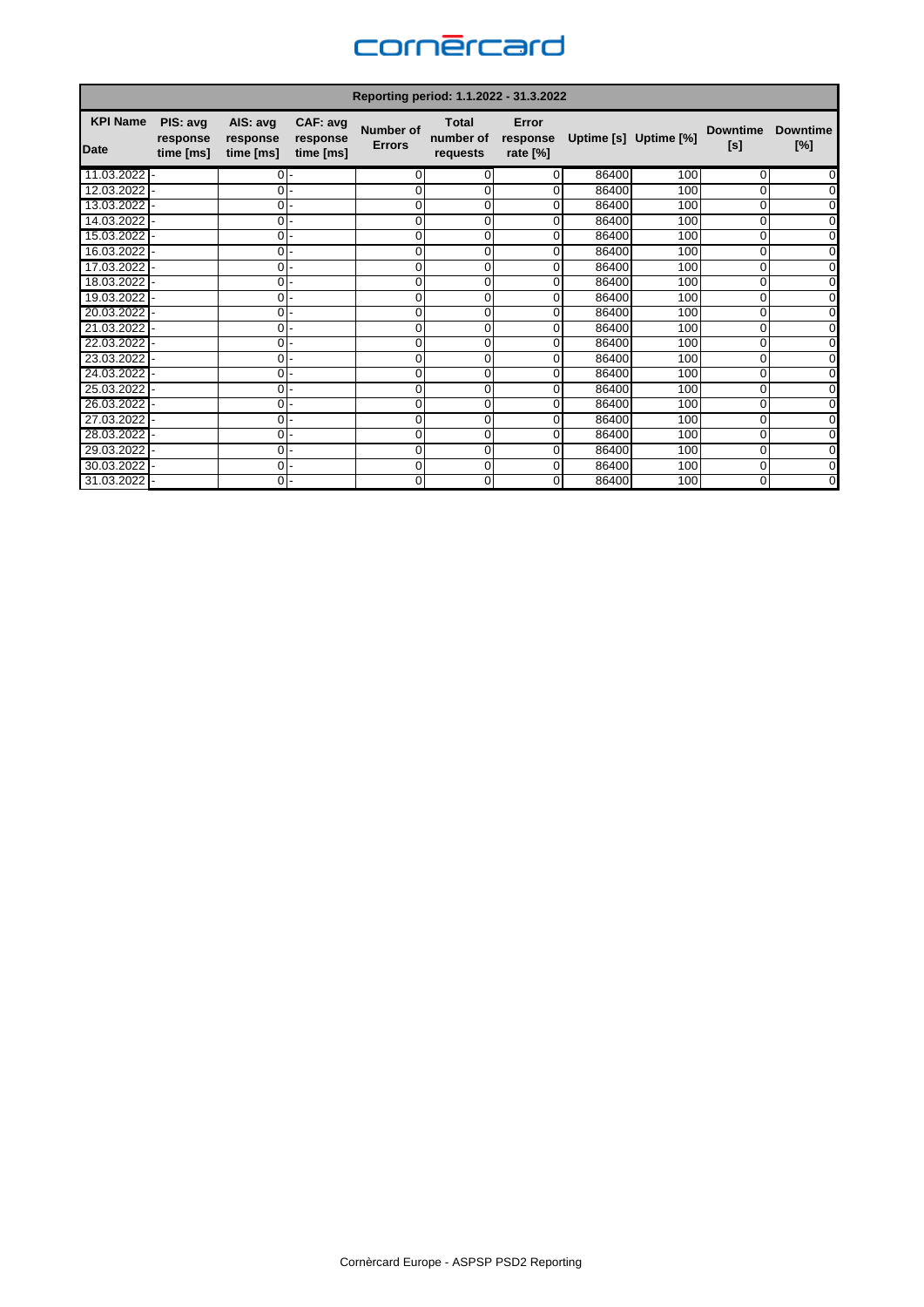Reporting period: 1.1.2022 - 31.3.2022

| KPI Name<br>Date | PIS: avg response time [ms] | AIS: avg response time [ms] | CAF: avg response time [ms] | Number of Errors | Total number of requests | Error response rate [%] | Uptime [s] | Uptime [%] | Downtime [s] | Downtime [%] |
|---|---|---|---|---|---|---|---|---|---|---|
| 11.03.2022 | - | 0 | - | 0 | 0 | 0 | 86400 | 100 | 0 | 0 |
| 12.03.2022 | - | 0 | - | 0 | 0 | 0 | 86400 | 100 | 0 | 0 |
| 13.03.2022 | - | 0 | - | 0 | 0 | 0 | 86400 | 100 | 0 | 0 |
| 14.03.2022 | - | 0 | - | 0 | 0 | 0 | 86400 | 100 | 0 | 0 |
| 15.03.2022 | - | 0 | - | 0 | 0 | 0 | 86400 | 100 | 0 | 0 |
| 16.03.2022 | - | 0 | - | 0 | 0 | 0 | 86400 | 100 | 0 | 0 |
| 17.03.2022 | - | 0 | - | 0 | 0 | 0 | 86400 | 100 | 0 | 0 |
| 18.03.2022 | - | 0 | - | 0 | 0 | 0 | 86400 | 100 | 0 | 0 |
| 19.03.2022 | - | 0 | - | 0 | 0 | 0 | 86400 | 100 | 0 | 0 |
| 20.03.2022 | - | 0 | - | 0 | 0 | 0 | 86400 | 100 | 0 | 0 |
| 21.03.2022 | - | 0 | - | 0 | 0 | 0 | 86400 | 100 | 0 | 0 |
| 22.03.2022 | - | 0 | - | 0 | 0 | 0 | 86400 | 100 | 0 | 0 |
| 23.03.2022 | - | 0 | - | 0 | 0 | 0 | 86400 | 100 | 0 | 0 |
| 24.03.2022 | - | 0 | - | 0 | 0 | 0 | 86400 | 100 | 0 | 0 |
| 25.03.2022 | - | 0 | - | 0 | 0 | 0 | 86400 | 100 | 0 | 0 |
| 26.03.2022 | - | 0 | - | 0 | 0 | 0 | 86400 | 100 | 0 | 0 |
| 27.03.2022 | - | 0 | - | 0 | 0 | 0 | 86400 | 100 | 0 | 0 |
| 28.03.2022 | - | 0 | - | 0 | 0 | 0 | 86400 | 100 | 0 | 0 |
| 29.03.2022 | - | 0 | - | 0 | 0 | 0 | 86400 | 100 | 0 | 0 |
| 30.03.2022 | - | 0 | - | 0 | 0 | 0 | 86400 | 100 | 0 | 0 |
| 31.03.2022 | - | 0 | - | 0 | 0 | 0 | 86400 | 100 | 0 | 0 |